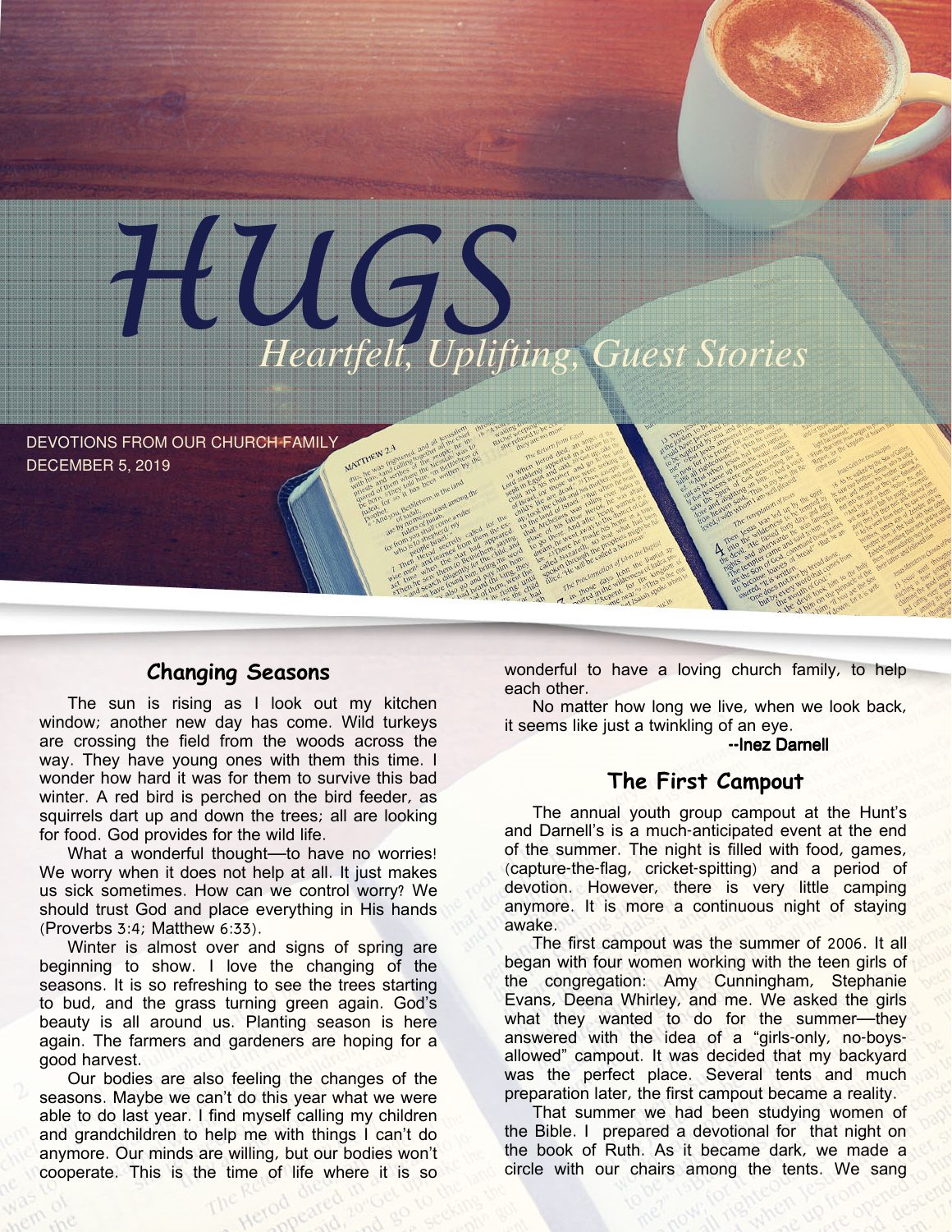# HUGS

*Heartfelt, Uplifting, Guest Stories*

DEVOTIONS FROM OUR CHURCH FAMILY
DECEMBER 5, 2019

## Changing Seasons

The sun is rising as I look out my kitchen window; another new day has come. Wild turkeys are crossing the field from the woods across the way. They have young ones with them this time. I wonder how hard it was for them to survive this bad winter. A red bird is perched on the bird feeder, as squirrels dart up and down the trees; all are looking for food. God provides for the wild life.

What a wonderful thought—to have no worries! We worry when it does not help at all. It just makes us sick sometimes. How can we control worry? We should trust God and place everything in His hands (Proverbs 3:4; Matthew 6:33).

Winter is almost over and signs of spring are beginning to show. I love the changing of the seasons. It is so refreshing to see the trees starting to bud, and the grass turning green again. God's beauty is all around us. Planting season is here again. The farmers and gardeners are hoping for a good harvest.

Our bodies are also feeling the changes of the seasons. Maybe we can't do this year what we were able to do last year. I find myself calling my children and grandchildren to help me with things I can't do anymore. Our minds are willing, but our bodies won't cooperate. This is the time of life where it is so wonderful to have a loving church family, to help each other.

No matter how long we live, when we look back, it seems like just a twinkling of an eye.

**--Inez Darnell**

## The First Campout

The annual youth group campout at the Hunt's and Darnell's is a much-anticipated event at the end of the summer. The night is filled with food, games, (capture-the-flag, cricket-spitting) and a period of devotion. However, there is very little camping anymore. It is more a continuous night of staying awake.

The first campout was the summer of 2006. It all began with four women working with the teen girls of the congregation: Amy Cunningham, Stephanie Evans, Deena Whirley, and me. We asked the girls what they wanted to do for the summer—they answered with the idea of a "girls-only, no-boys-allowed" campout. It was decided that my backyard was the perfect place. Several tents and much preparation later, the first campout became a reality.

That summer we had been studying women of the Bible. I prepared a devotional for that night on the book of Ruth. As it became dark, we made a circle with our chairs among the tents. We sang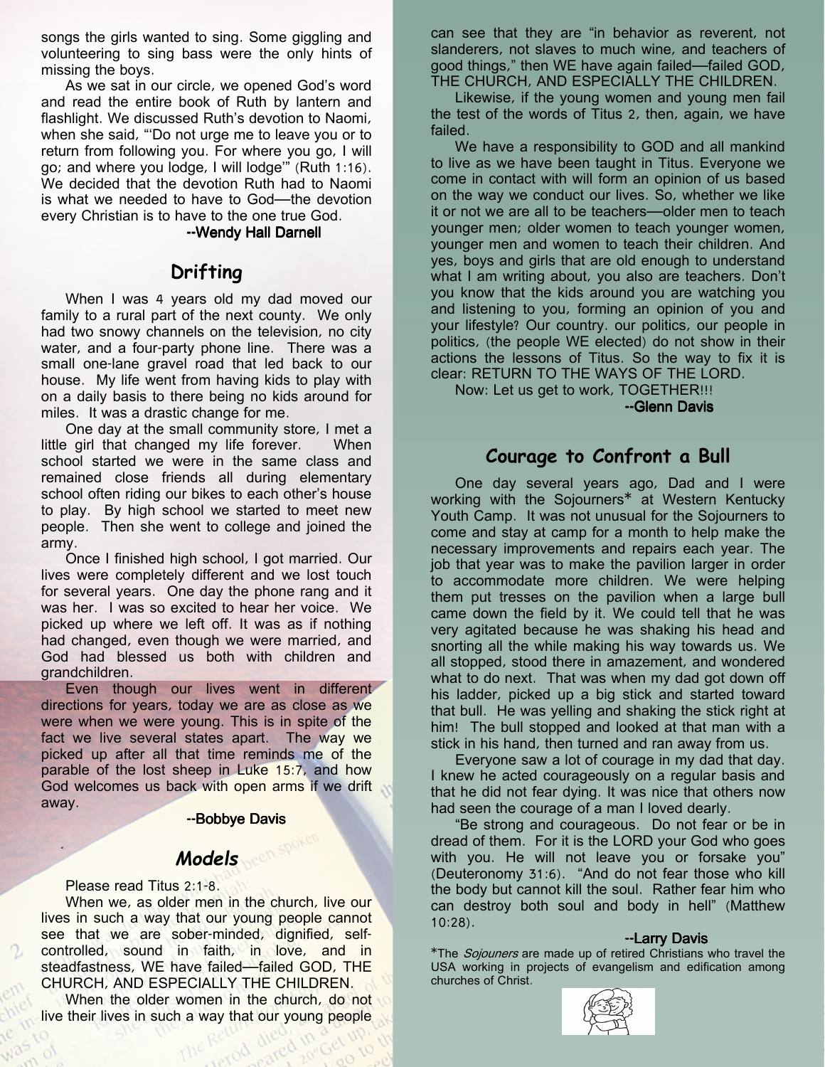songs the girls wanted to sing. Some giggling and volunteering to sing bass were the only hints of missing the boys.

As we sat in our circle, we opened God's word and read the entire book of Ruth by lantern and flashlight. We discussed Ruth's devotion to Naomi, when she said, "'Do not urge me to leave you or to return from following you. For where you go, I will go; and where you lodge, I will lodge'" (Ruth 1:16). We decided that the devotion Ruth had to Naomi is what we needed to have to God—the devotion every Christian is to have to the one true God.

**--Wendy Hall Darnell**

## Drifting

When I was 4 years old my dad moved our family to a rural part of the next county. We only had two snowy channels on the television, no city water, and a four-party phone line. There was a small one-lane gravel road that led back to our house. My life went from having kids to play with on a daily basis to there being no kids around for miles. It was a drastic change for me.

One day at the small community store, I met a little girl that changed my life forever. When school started we were in the same class and remained close friends all during elementary school often riding our bikes to each other's house to play. By high school we started to meet new people. Then she went to college and joined the army.

Once I finished high school, I got married. Our lives were completely different and we lost touch for several years. One day the phone rang and it was her. I was so excited to hear her voice. We picked up where we left off. It was as if nothing had changed, even though we were married, and God had blessed us both with children and grandchildren.

Even though our lives went in different directions for years, today we are as close as we were when we were young. This is in spite of the fact we live several states apart. The way we picked up after all that time reminds me of the parable of the lost sheep in Luke 15:7, and how God welcomes us back with open arms if we drift away.

**--Bobbye Davis**

## *Models*

Please read Titus 2:1-8.

When we, as older men in the church, live our lives in such a way that our young people cannot see that we are sober-minded, dignified, self-controlled, sound in faith, in love, and in steadfastness, WE have failed—failed GOD, THE CHURCH, AND ESPECIALLY THE CHILDREN.

When the older women in the church, do not live their lives in such a way that our young people can see that they are "in behavior as reverent, not slanderers, not slaves to much wine, and teachers of good things," then WE have again failed—failed GOD, THE CHURCH, AND ESPECIALLY THE CHILDREN.

Likewise, if the young women and young men fail the test of the words of Titus 2, then, again, we have failed.

We have a responsibility to GOD and all mankind to live as we have been taught in Titus. Everyone we come in contact with will form an opinion of us based on the way we conduct our lives. So, whether we like it or not we are all to be teachers—older men to teach younger men; older women to teach younger women, younger men and women to teach their children. And yes, boys and girls that are old enough to understand what I am writing about, you also are teachers. Don't you know that the kids around you are watching you and listening to you, forming an opinion of you and your lifestyle? Our country. our politics, our people in politics, (the people WE elected) do not show in their actions the lessons of Titus. So the way to fix it is clear: RETURN TO THE WAYS OF THE LORD.

Now: Let us get to work, TOGETHER!!!

**--Glenn Davis**

## Courage to Confront a Bull

One day several years ago, Dad and I were working with the Sojourners* at Western Kentucky Youth Camp. It was not unusual for the Sojourners to come and stay at camp for a month to help make the necessary improvements and repairs each year. The job that year was to make the pavilion larger in order to accommodate more children. We were helping them put tresses on the pavilion when a large bull came down the field by it. We could tell that he was very agitated because he was shaking his head and snorting all the while making his way towards us. We all stopped, stood there in amazement, and wondered what to do next. That was when my dad got down off his ladder, picked up a big stick and started toward that bull. He was yelling and shaking the stick right at him! The bull stopped and looked at that man with a stick in his hand, then turned and ran away from us.

Everyone saw a lot of courage in my dad that day. I knew he acted courageously on a regular basis and that he did not fear dying. It was nice that others now had seen the courage of a man I loved dearly.

"Be strong and courageous. Do not fear or be in dread of them. For it is the LORD your God who goes with you. He will not leave you or forsake you" (Deuteronomy 31:6). "And do not fear those who kill the body but cannot kill the soul. Rather fear him who can destroy both soul and body in hell" (Matthew 10:28).

**--Larry Davis**

*The *Sojouners* are made up of retired Christians who travel the USA working in projects of evangelism and edification among churches of Christ.